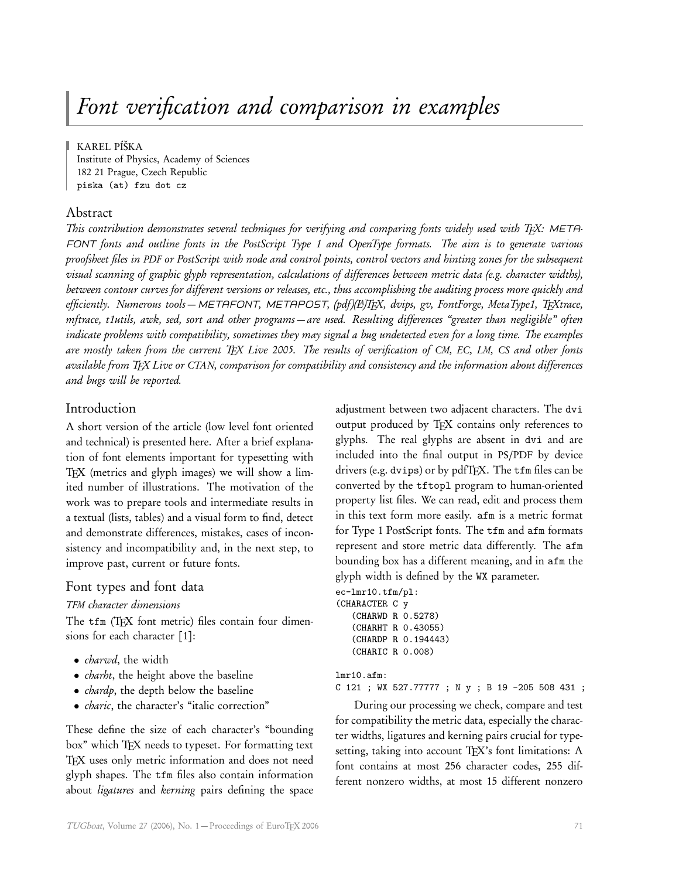# *Font verification and comparison in examples*

KAREL PÍŠKA
Institute of Physics, Academy of Sciences
182 21 Prague, Czech Republic
piska (at) fzu dot cz

## Abstract

*This contribution demonstrates several techniques for verifying and comparing fonts widely used with TEX: METAFONT fonts and outline fonts in the PostScript Type 1 and OpenType formats. The aim is to generate various proofsheet files in PDF or PostScript with node and control points, control vectors and hinting zones for the subsequent visual scanning of graphic glyph representation, calculations of differences between metric data (e.g. character widths), between contour curves for different versions or releases, etc., thus accomplishing the auditing process more quickly and efficiently. Numerous tools — METAFONT, METAPOST, (pdf)(LA)TEX, dvips, gv, FontForge, MetaType1, TEXtrace, mftrace, t1utils, awk, sed, sort and other programs — are used. Resulting differences "greater than negligible" often indicate problems with compatibility, sometimes they may signal a bug undetected even for a long time. The examples are mostly taken from the current TEX Live 2005. The results of verification of CM, EC, LM, CS and other fonts available from TEX Live or CTAN, comparison for compatibility and consistency and the information about differences and bugs will be reported.*

## Introduction

A short version of the article (low level font oriented and technical) is presented here. After a brief explanation of font elements important for typesetting with TEX (metrics and glyph images) we will show a limited number of illustrations. The motivation of the work was to prepare tools and intermediate results in a textual (lists, tables) and a visual form to find, detect and demonstrate differences, mistakes, cases of inconsistency and incompatibility and, in the next step, to improve past, current or future fonts.

## Font types and font data

### *TFM character dimensions*

The `tfm` (TEX font metric) files contain four dimensions for each character [1]:

- *charwd*, the width
- *charht*, the height above the baseline
- *chardp*, the depth below the baseline
- *charic*, the character's "italic correction"

These define the size of each character's "bounding box" which TEX needs to typeset. For formatting text TEX uses only metric information and does not need glyph shapes. The `tfm` files also contain information about *ligatures* and *kerning* pairs defining the space adjustment between two adjacent characters. The `dvi` output produced by TEX contains only references to glyphs. The real glyphs are absent in `dvi` and are included into the final output in PS/PDF by device drivers (e.g. `dvips`) or by pdfTEX. The `tfm` files can be converted by the `tftopl` program to human-oriented property list files. We can read, edit and process them in this text form more easily. `afm` is a metric format for Type 1 PostScript fonts. The `tfm` and `afm` formats represent and store metric data differently. The `afm` bounding box has a different meaning, and in `afm` the glyph width is defined by the `WX` parameter.

```
ec-lmr10.tfm/pl:
(CHARACTER C y
   (CHARWD R 0.5278)
   (CHARHT R 0.43055)
   (CHARDP R 0.194443)
   (CHARIC R 0.008)

lmr10.afm:
C 121 ; WX 527.77777 ; N y ; B 19 -205 508 431 ;
```

During our processing we check, compare and test for compatibility the metric data, especially the character widths, ligatures and kerning pairs crucial for typesetting, taking into account TEX's font limitations: A font contains at most 256 character codes, 255 different nonzero widths, at most 15 different nonzero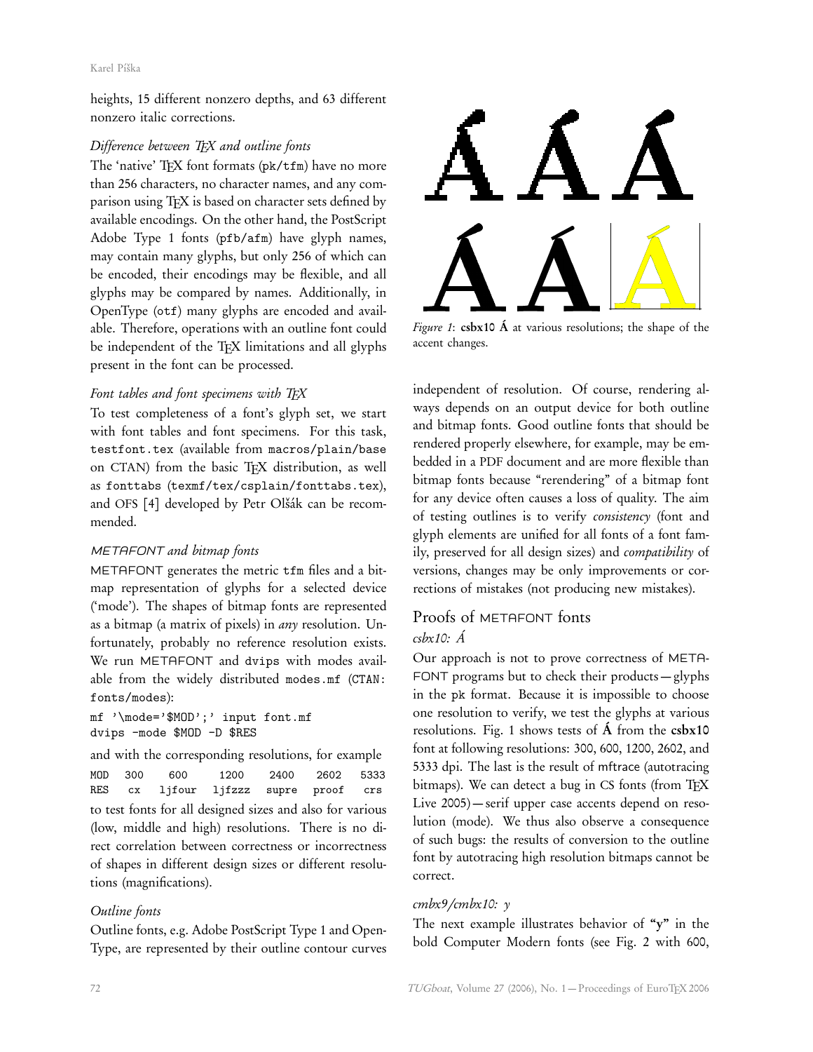heights, 15 different nonzero depths, and 63 different nonzero italic corrections.

### *Difference between TEX and outline fonts*

The 'native' TEX font formats (pk/tfm) have no more than 256 characters, no character names, and any comparison using TEX is based on character sets defined by available encodings. On the other hand, the PostScript Adobe Type 1 fonts (pfb/afm) have glyph names, may contain many glyphs, but only 256 of which can be encoded, their encodings may be flexible, and all glyphs may be compared by names. Additionally, in OpenType (otf) many glyphs are encoded and available. Therefore, operations with an outline font could be independent of the TEX limitations and all glyphs present in the font can be processed.

### *Font tables and font specimens with TEX*

To test completeness of a font's glyph set, we start with font tables and font specimens. For this task, testfont.tex (available from macros/plain/base on CTAN) from the basic TEX distribution, as well as fonttabs (texmf/tex/csplain/fonttabs.tex), and OFS [4] developed by Petr Olšák can be recommended.

### *METAFONT and bitmap fonts*

METAFONT generates the metric tfm files and a bitmap representation of glyphs for a selected device ('mode'). The shapes of bitmap fonts are represented as a bitmap (a matrix of pixels) in *any* resolution. Unfortunately, probably no reference resolution exists. We run METAFONT and dvips with modes available from the widely distributed modes.mf (CTAN: fonts/modes):

```
mf '\mode='$MOD';' input font.mf
dvips -mode $MOD -D $RES
```

and with the corresponding resolutions, for example

| MOD | 300 | 600 | 1200 | 2400 | 2602 | 5333 |
|---|---|---|---|---|---|---|
| RES | cx | ljfour | ljfzzz | supre | proof | crs |

to test fonts for all designed sizes and also for various (low, middle and high) resolutions. There is no direct correlation between correctness or incorrectness of shapes in different design sizes or different resolutions (magnifications).

### *Outline fonts*

Outline fonts, e.g. Adobe PostScript Type 1 and OpenType, are represented by their outline contour curves independent of resolution. Of course, rendering always depends on an output device for both outline and bitmap fonts. Good outline fonts that should be rendered properly elsewhere, for example, may be embedded in a PDF document and are more flexible than bitmap fonts because "rerendering" of a bitmap font for any device often causes a loss of quality. The aim of testing outlines is to verify *consistency* (font and glyph elements are unified for all fonts of a font family, preserved for all design sizes) and *compatibility* of versions, changes may be only improvements or corrections of mistakes (not producing new mistakes).

*Figure 1*: **csbx10 Á** at various resolutions; the shape of the accent changes.

## Proofs of METAFONT fonts

### *csbx10: Á*

Our approach is not to prove correctness of METAFONT programs but to check their products — glyphs in the pk format. Because it is impossible to choose one resolution to verify, we test the glyphs at various resolutions. Fig. 1 shows tests of **Á** from the **csbx10** font at following resolutions: 300, 600, 1200, 2602, and 5333 dpi. The last is the result of mftrace (autotracing bitmaps). We can detect a bug in CS fonts (from TEX Live 2005) — serif upper case accents depend on resolution (mode). We thus also observe a consequence of such bugs: the results of conversion to the outline font by autotracing high resolution bitmaps cannot be correct.

### *cmbx9/cmbx10: y*

The next example illustrates behavior of **"y"** in the bold Computer Modern fonts (see Fig. 2 with 600,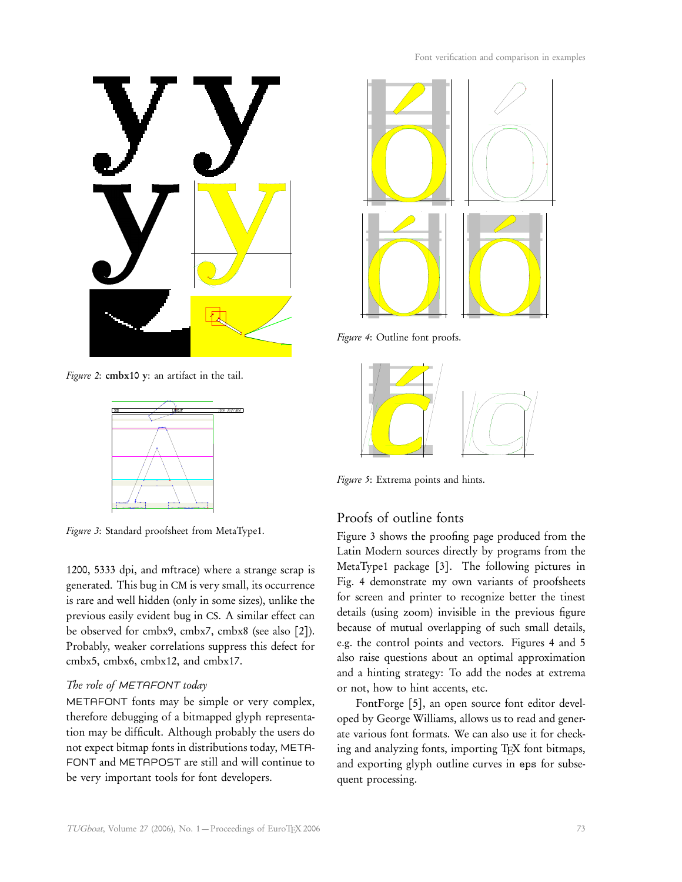*Figure 2*: **cmbx10 y**: an artifact in the tail.

*Figure 3*: Standard proofsheet from MetaType1.

1200, 5333 dpi, and mftrace) where a strange scrap is generated. This bug in CM is very small, its occurrence is rare and well hidden (only in some sizes), unlike the previous easily evident bug in CS. A similar effect can be observed for cmbx9, cmbx7, cmbx8 (see also [2]). Probably, weaker correlations suppress this defect for cmbx5, cmbx6, cmbx12, and cmbx17.

### *The role of METAFONT today*

METAFONT fonts may be simple or very complex, therefore debugging of a bitmapped glyph representation may be difficult. Although probably the users do not expect bitmap fonts in distributions today, METAFONT and METAPOST are still and will continue to be very important tools for font developers.

*Figure 4*: Outline font proofs.

*Figure 5*: Extrema points and hints.

## Proofs of outline fonts

Figure 3 shows the proofing page produced from the Latin Modern sources directly by programs from the MetaType1 package [3]. The following pictures in Fig. 4 demonstrate my own variants of proofsheets for screen and printer to recognize better the tinest details (using zoom) invisible in the previous figure because of mutual overlapping of such small details, e.g. the control points and vectors. Figures 4 and 5 also raise questions about an optimal approximation and a hinting strategy: To add the nodes at extrema or not, how to hint accents, etc.

FontForge [5], an open source font editor developed by George Williams, allows us to read and generate various font formats. We can also use it for checking and analyzing fonts, importing TEX font bitmaps, and exporting glyph outline curves in eps for subsequent processing.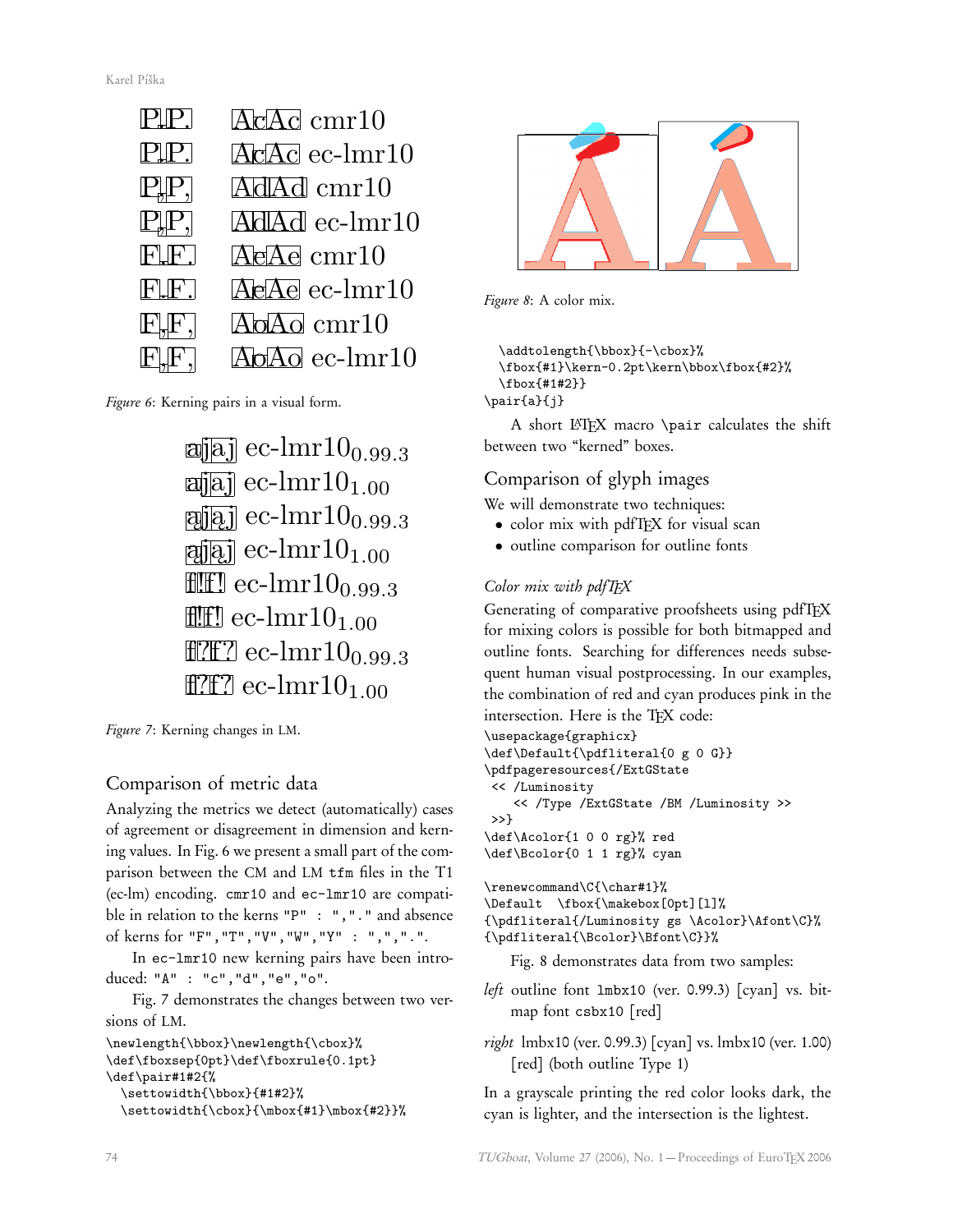| | | |
|---|---|---|
| P.P. | AcAc | cmr10 |
| P.P. | AcAc | ec-lmr10 |
| P,P, | AdAd | cmr10 |
| P,P, | AdAd | ec-lmr10 |
| F.F. | AeAe | cmr10 |
| F.F. | AeAe | ec-lmr10 |
| F,F, | AoAo | cmr10 |
| F,F, | AoAo | ec-lmr10 |

*Figure 6*: Kerning pairs in a visual form.

| | |
|---|---|
| ajaj | ec-lmr10$_{0.99.3}$ |
| ajaj | ec-lmr10$_{1.00}$ |
| ajaj | ec-lmr10$_{0.99.3}$ |
| ajaj | ec-lmr10$_{1.00}$ |
| f!f! | ec-lmr10$_{0.99.3}$ |
| f!f! | ec-lmr10$_{1.00}$ |
| f?f? | ec-lmr10$_{0.99.3}$ |
| f?f? | ec-lmr10$_{1.00}$ |

*Figure 7*: Kerning changes in LM.

## Comparison of metric data

Analyzing the metrics we detect (automatically) cases of agreement or disagreement in dimension and kerning values. In Fig. 6 we present a small part of the comparison between the CM and LM `tfm` files in the T1 (ec-lm) encoding. `cmr10` and `ec-lmr10` are compatible in relation to the kerns `"P" : ",","."` and absence of kerns for `"F","T","V","W","Y" : ",",".".`

In `ec-lmr10` new kerning pairs have been introduced: `"A" : "c","d","e","o".`

Fig. 7 demonstrates the changes between two versions of LM.

```
\newlength{\bbox}\newlength{\cbox}%
\def\fboxsep{0pt}\def\fboxrule{0.1pt}
\def\pair#1#2{%
  \settowidth{\bbox}{#1#2}%
  \settowidth{\cbox}{\mbox{#1}\mbox{#2}}%
  \addtolength{\bbox}{-\cbox}%
  \fbox{#1}\kern-0.2pt\kern\bbox\fbox{#2}%
  \fbox{#1#2}}
\pair{a}{j}
```

A short LaTeX macro `\pair` calculates the shift between two "kerned" boxes.

*Figure 8*: A color mix.

## Comparison of glyph images

We will demonstrate two techniques:

- color mix with pdfTeX for visual scan
- outline comparison for outline fonts

### *Color mix with pdfTeX*

Generating of comparative proofsheets using pdfTeX for mixing colors is possible for both bitmapped and outline fonts. Searching for differences needs subsequent human visual postprocessing. In our examples, the combination of red and cyan produces pink in the intersection. Here is the TeX code:

```
\usepackage{graphicx}
\def\Default{\pdfliteral{0 g 0 G}}
\pdfpageresources{/ExtGState
 << /Luminosity
     << /Type /ExtGState /BM /Luminosity >>
 >>}
\def\Acolor{1 0 0 rg}% red
\def\Bcolor{0 1 1 rg}% cyan

\renewcommand\C{\char#1}%
\Default  \fbox{\makebox[0pt][l]%
{\pdfliteral{/Luminosity gs \Acolor}\Afont\C}%
{\pdfliteral{\Bcolor}\Bfont\C}}%
```

Fig. 8 demonstrates data from two samples:

*left* outline font lmbx10 (ver. 0.99.3) [cyan] vs. bitmap font csbx10 [red]

*right* lmbx10 (ver. 0.99.3) [cyan] vs. lmbx10 (ver. 1.00) [red] (both outline Type 1)

In a grayscale printing the red color looks dark, the cyan is lighter, and the intersection is the lightest.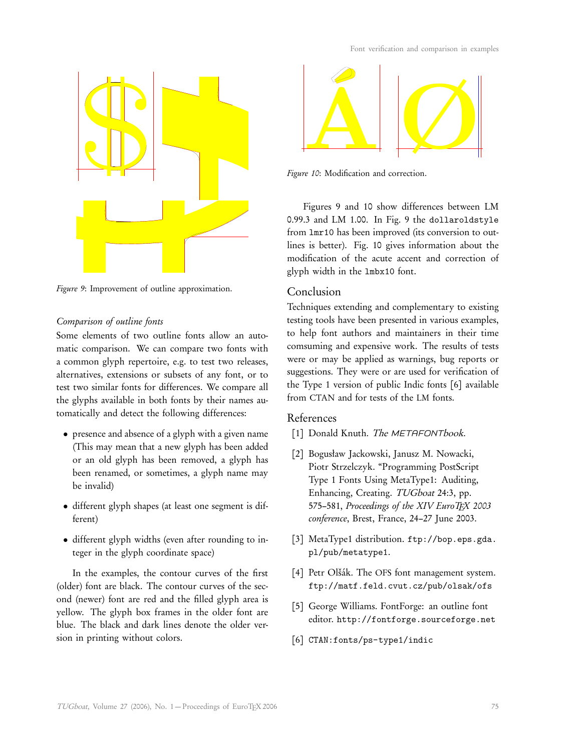*Figure 9*: Improvement of outline approximation.

### *Comparison of outline fonts*

Some elements of two outline fonts allow an automatic comparison. We can compare two fonts with a common glyph repertoire, e.g. to test two releases, alternatives, extensions or subsets of any font, or to test two similar fonts for differences. We compare all the glyphs available in both fonts by their names automatically and detect the following differences:

- presence and absence of a glyph with a given name (This may mean that a new glyph has been added or an old glyph has been removed, a glyph has been renamed, or sometimes, a glyph name may be invalid)
- different glyph shapes (at least one segment is different)
- different glyph widths (even after rounding to integer in the glyph coordinate space)

In the examples, the contour curves of the first (older) font are black. The contour curves of the second (newer) font are red and the filled glyph area is yellow. The glyph box frames in the older font are blue. The black and dark lines denote the older version in printing without colors.

*Figure 10*: Modification and correction.

Figures 9 and 10 show differences between LM 0.99.3 and LM 1.00. In Fig. 9 the `dollaroldstyle` from `lmr10` has been improved (its conversion to outlines is better). Fig. 10 gives information about the modification of the acute accent and correction of glyph width in the `lmbx10` font.

## Conclusion

Techniques extending and complementary to existing testing tools have been presented in various examples, to help font authors and maintainers in their time comsuming and expensive work. The results of tests were or may be applied as warnings, bug reports or suggestions. They were or are used for verification of the Type 1 version of public Indic fonts [6] available from CTAN and for tests of the LM fonts.

## References

[1] Donald Knuth. *The METAFONTbook*.

[2] Bogusław Jackowski, Janusz M. Nowacki, Piotr Strzelczyk. "Programming PostScript Type 1 Fonts Using MetaType1: Auditing, Enhancing, Creating. *TUGboat* 24:3, pp. 575–581, *Proceedings of the XIV EuroTEX 2003 conference*, Brest, France, 24–27 June 2003.

[3] MetaType1 distribution. `ftp://bop.eps.gda.pl/pub/metatype1`.

[4] Petr Olšák. The OFS font management system. `ftp://matf.feld.cvut.cz/pub/olsak/ofs`

[5] George Williams. FontForge: an outline font editor. `http://fontforge.sourceforge.net`

[6] `CTAN:fonts/ps-type1/indic`